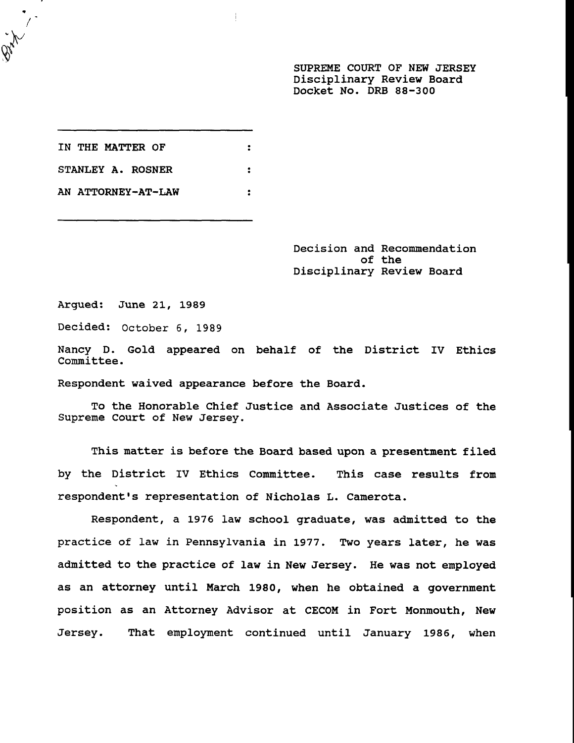SUPREME COURT OF NEW JERSEY
Disciplinary Review Board
Docket No. DRB 88-300

IN THE MATTER OF :

STANLEY A. ROSNER :

AN ATTORNEY-AT-LAW :

Decision and Recommendation
of the
Disciplinary Review Board

Argued: June 21, 1989

Decided: October 6, 1989

Nancy D. Gold appeared on behalf of the District IV Ethics Committee.

Respondent waived appearance before the Board.

To the Honorable Chief Justice and Associate Justices of the Supreme Court of New Jersey.

This matter is before the Board based upon a presentment filed by the District IV Ethics Committee. This case results from respondent's representation of Nicholas L. Camerota.

Respondent, a 1976 law school graduate, was admitted to the practice of law in Pennsylvania in 1977. Two years later, he was admitted to the practice of law in New Jersey. He was not employed as an attorney until March 1980, when he obtained a government position as an Attorney Advisor at CECOM in Fort Monmouth, New Jersey. That employment continued until January 1986, when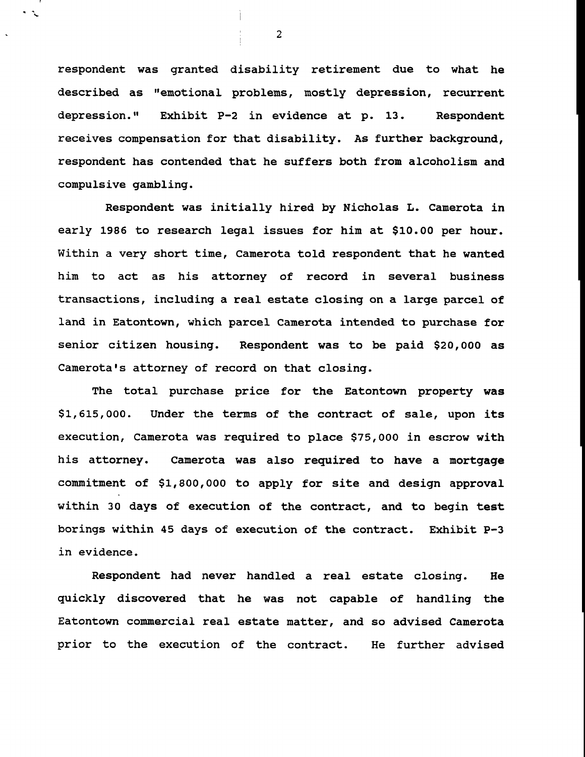respondent was granted disability retirement due to what he described as "emotional problems, mostly depression, recurrent depression." Exhibit P-2 in evidence at p. 13. Respondent receives compensation for that disability. As further background, respondent has contended that he suffers both from alcoholism and compulsive gambling.

Respondent was initially hired by Nicholas L. Camerota in early 1986 to research legal issues for him at $10.00 per hour. Within a very short time, Camerota told respondent that he wanted him to act as his attorney of record in several business transactions, including a real estate closing on a large parcel of land in Eatontown, which parcel Camerota intended to purchase for senior citizen housing. Respondent was to be paid $20,000 as Camerota's attorney of record on that closing.

The total purchase price for the Eatontown property was $1,615,000. Under the terms of the contract of sale, upon its execution, Camerota was required to place $75,000 in escrow with his attorney. Camerota was also required to have a mortgage commitment of $1,800,000 to apply for site and design approval within 30 days of execution of the contract, and to begin test borings within 45 days of execution of the contract. Exhibit P-3 in evidence.

Respondent had never handled a real estate closing. He quickly discovered that he was not capable of handling the Eatontown commercial real estate matter, and so advised Camerota prior to the execution of the contract. He further advised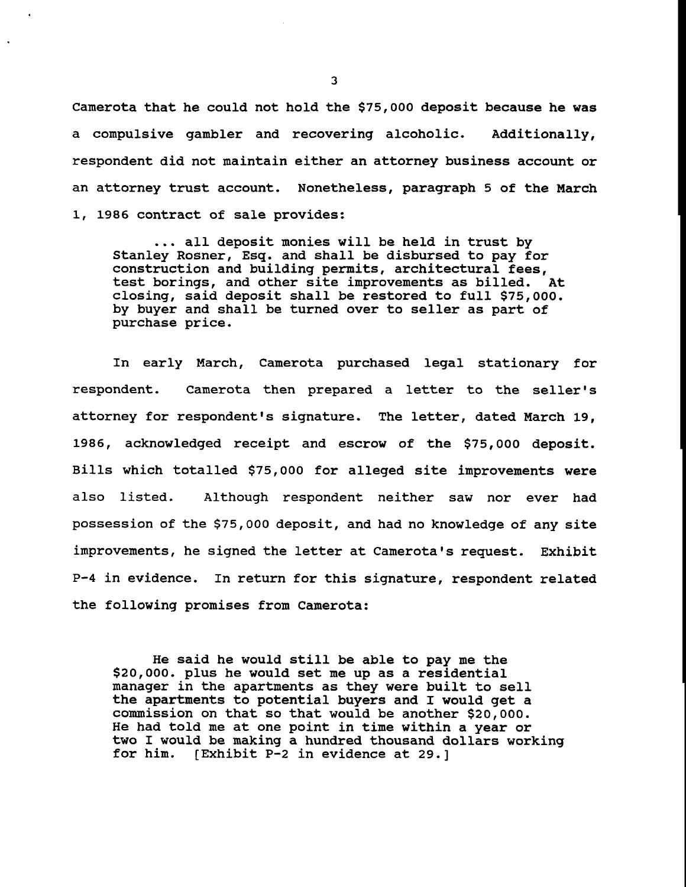Camerota that he could not hold the $75,000 deposit because he was a compulsive gambler and recovering alcoholic. Additionally, respondent did not maintain either an attorney business account or an attorney trust account. Nonetheless, paragraph 5 of the March 1, 1986 contract of sale provides:

> ... all deposit monies will be held in trust by Stanley Rosner, Esq. and shall be disbursed to pay for construction and building permits, architectural fees, test borings, and other site improvements as billed. At closing, said deposit shall be restored to full $75,000. by buyer and shall be turned over to seller as part of purchase price.

In early March, Camerota purchased legal stationary for respondent. Camerota then prepared a letter to the seller's attorney for respondent's signature. The letter, dated March 19, 1986, acknowledged receipt and escrow of the $75,000 deposit. Bills which totalled $75,000 for alleged site improvements were also listed. Although respondent neither saw nor ever had possession of the $75,000 deposit, and had no knowledge of any site improvements, he signed the letter at Camerota's request. Exhibit P-4 in evidence. In return for this signature, respondent related the following promises from Camerota:

> He said he would still be able to pay me the $20,000. plus he would set me up as a residential manager in the apartments as they were built to sell the apartments to potential buyers and I would get a commission on that so that would be another $20,000. He had told me at one point in time within a year or two I would be making a hundred thousand dollars working for him. [Exhibit P-2 in evidence at 29.]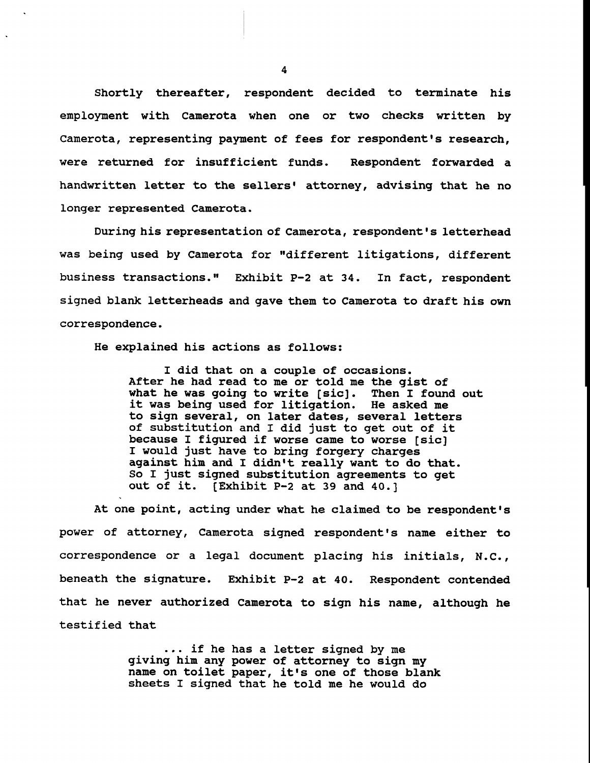Shortly thereafter, respondent decided to terminate his employment with Camerota when one or two checks written by Camerota, representing payment of fees for respondent's research, were returned for insufficient funds. Respondent forwarded a handwritten letter to the sellers' attorney, advising that he no longer represented Camerota.

During his representation of Camerota, respondent's letterhead was being used by Camerota for "different litigations, different business transactions." Exhibit P-2 at 34. In fact, respondent signed blank letterheads and gave them to Camerota to draft his own correspondence.

He explained his actions as follows:

> I did that on a couple of occasions. After he had read to me or told me the gist of what he was going to write [sic]. Then I found out it was being used for litigation. He asked me to sign several, on later dates, several letters of substitution and I did just to get out of it because I figured if worse came to worse [sic] I would just have to bring forgery charges against him and I didn't really want to do that. So I just signed substitution agreements to get out of it. [Exhibit P-2 at 39 and 40.]

At one point, acting under what he claimed to be respondent's power of attorney, Camerota signed respondent's name either to correspondence or a legal document placing his initials, N.C., beneath the signature. Exhibit P-2 at 40. Respondent contended that he never authorized Camerota to sign his name, although he testified that

> ... if he has a letter signed by me giving him any power of attorney to sign my name on toilet paper, it's one of those blank sheets I signed that he told me he would do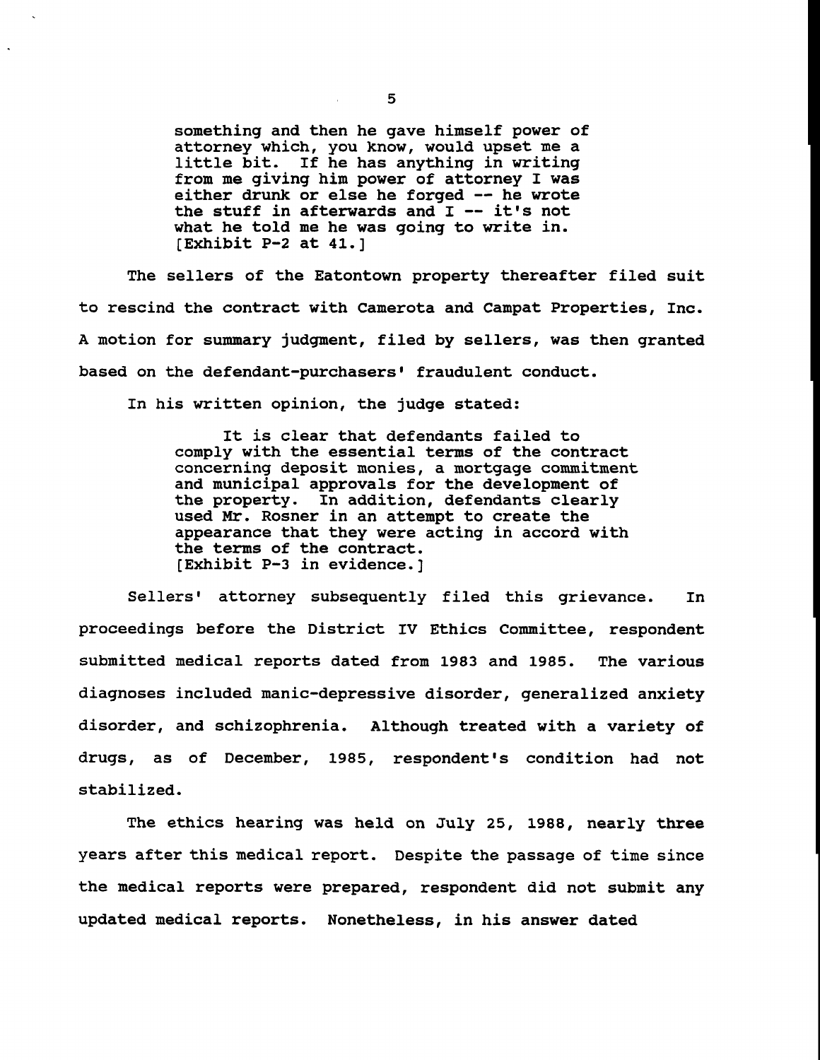> something and then he gave himself power of attorney which, you know, would upset me a little bit. If he has anything in writing from me giving him power of attorney I was either drunk or else he forged -- he wrote the stuff in afterwards and I -- it's not what he told me he was going to write in.
> [Exhibit P-2 at 41.]

The sellers of the Eatontown property thereafter filed suit to rescind the contract with Camerota and Campat Properties, Inc. A motion for summary judgment, filed by sellers, was then granted based on the defendant-purchasers' fraudulent conduct.

In his written opinion, the judge stated:

> It is clear that defendants failed to comply with the essential terms of the contract concerning deposit monies, a mortgage commitment and municipal approvals for the development of the property. In addition, defendants clearly used Mr. Rosner in an attempt to create the appearance that they were acting in accord with the terms of the contract.
> [Exhibit P-3 in evidence.]

Sellers' attorney subsequently filed this grievance. In proceedings before the District IV Ethics Committee, respondent submitted medical reports dated from 1983 and 1985. The various diagnoses included manic-depressive disorder, generalized anxiety disorder, and schizophrenia. Although treated with a variety of drugs, as of December, 1985, respondent's condition had not stabilized.

The ethics hearing was held on July 25, 1988, nearly three years after this medical report. Despite the passage of time since the medical reports were prepared, respondent did not submit any updated medical reports. Nonetheless, in his answer dated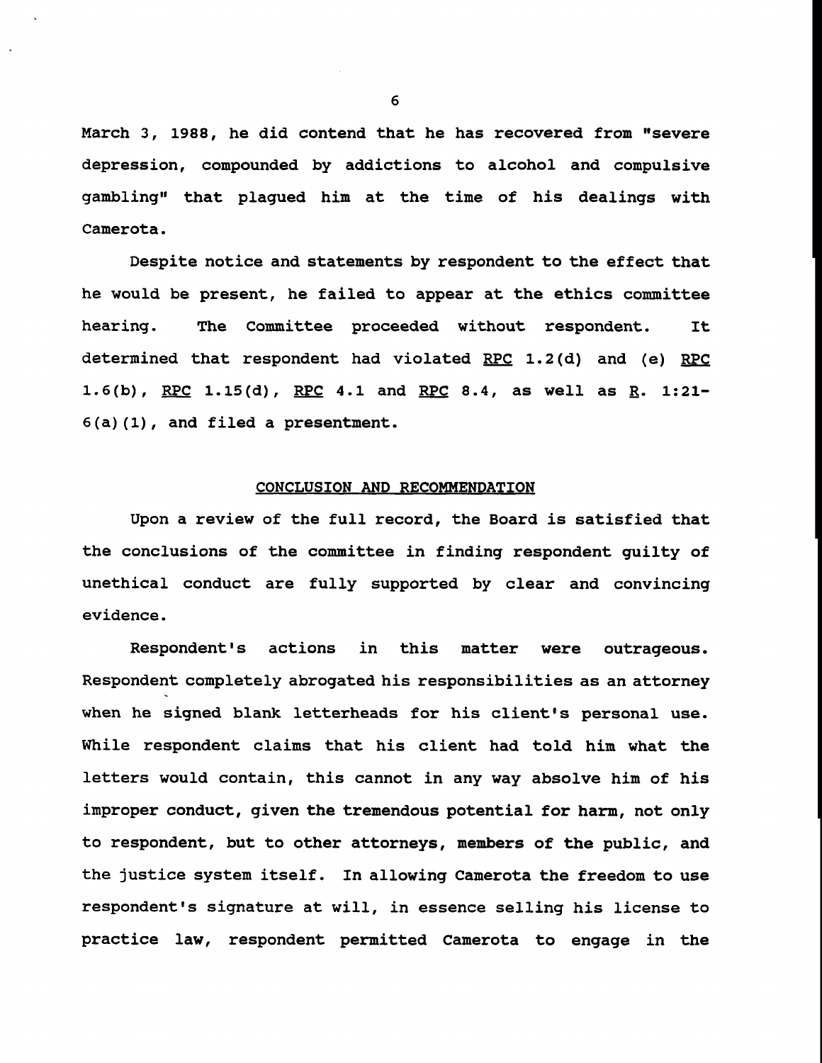March 3, 1988, he did contend that he has recovered from "severe depression, compounded by addictions to alcohol and compulsive gambling" that plagued him at the time of his dealings with Camerota.

Despite notice and statements by respondent to the effect that he would be present, he failed to appear at the ethics committee hearing. The Committee proceeded without respondent. It determined that respondent had violated RPC 1.2(d) and (e) RPC 1.6(b), RPC 1.15(d), RPC 4.1 and RPC 8.4, as well as R. 1:21-6(a)(1), and filed a presentment.

## CONCLUSION AND RECOMMENDATION

Upon a review of the full record, the Board is satisfied that the conclusions of the committee in finding respondent guilty of unethical conduct are fully supported by clear and convincing evidence.

Respondent's actions in this matter were outrageous. Respondent completely abrogated his responsibilities as an attorney when he signed blank letterheads for his client's personal use. While respondent claims that his client had told him what the letters would contain, this cannot in any way absolve him of his improper conduct, given the tremendous potential for harm, not only to respondent, but to other attorneys, members of the public, and the justice system itself. In allowing Camerota the freedom to use respondent's signature at will, in essence selling his license to practice law, respondent permitted Camerota to engage in the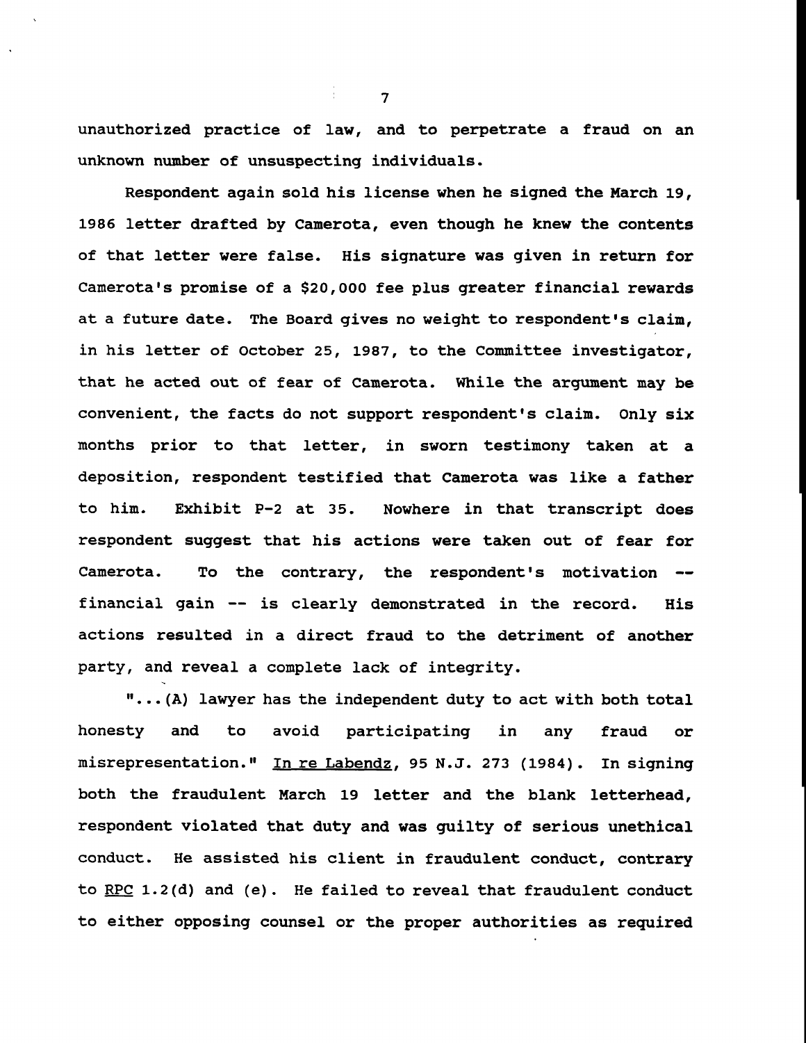unauthorized practice of law, and to perpetrate a fraud on an unknown number of unsuspecting individuals.

Respondent again sold his license when he signed the March 19, 1986 letter drafted by Camerota, even though he knew the contents of that letter were false. His signature was given in return for Camerota's promise of a $20,000 fee plus greater financial rewards at a future date. The Board gives no weight to respondent's claim, in his letter of October 25, 1987, to the Committee investigator, that he acted out of fear of Camerota. While the argument may be convenient, the facts do not support respondent's claim. Only six months prior to that letter, in sworn testimony taken at a deposition, respondent testified that Camerota was like a father to him. Exhibit P-2 at 35. Nowhere in that transcript does respondent suggest that his actions were taken out of fear for Camerota. To the contrary, the respondent's motivation -- financial gain -- is clearly demonstrated in the record. His actions resulted in a direct fraud to the detriment of another party, and reveal a complete lack of integrity.

"...(A) lawyer has the independent duty to act with both total honesty and to avoid participating in any fraud or misrepresentation." In re Labendz, 95 N.J. 273 (1984). In signing both the fraudulent March 19 letter and the blank letterhead, respondent violated that duty and was guilty of serious unethical conduct. He assisted his client in fraudulent conduct, contrary to RPC 1.2(d) and (e). He failed to reveal that fraudulent conduct to either opposing counsel or the proper authorities as required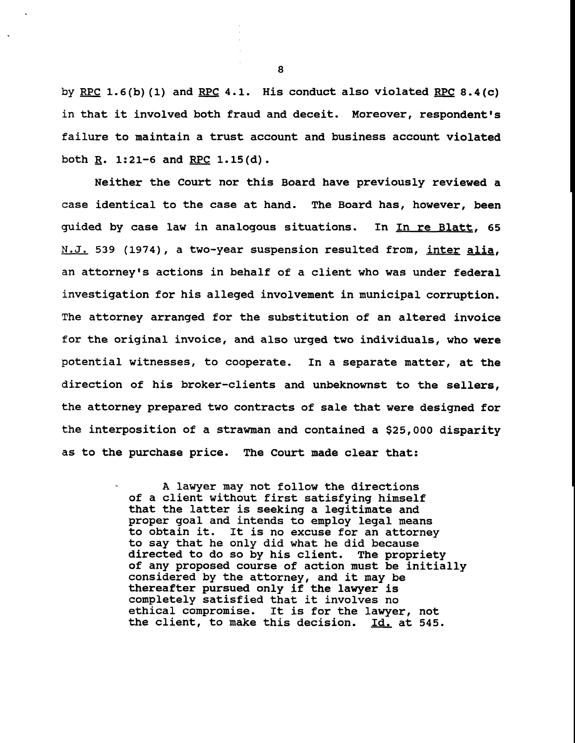by RPC 1.6(b)(1) and RPC 4.1. His conduct also violated RPC 8.4(c) in that it involved both fraud and deceit. Moreover, respondent's failure to maintain a trust account and business account violated both R. 1:21-6 and RPC 1.15(d).

Neither the Court nor this Board have previously reviewed a case identical to the case at hand. The Board has, however, been guided by case law in analogous situations. In In re Blatt, 65 N.J. 539 (1974), a two-year suspension resulted from, inter alia, an attorney's actions in behalf of a client who was under federal investigation for his alleged involvement in municipal corruption. The attorney arranged for the substitution of an altered invoice for the original invoice, and also urged two individuals, who were potential witnesses, to cooperate. In a separate matter, at the direction of his broker-clients and unbeknownst to the sellers, the attorney prepared two contracts of sale that were designed for the interposition of a strawman and contained a $25,000 disparity as to the purchase price. The Court made clear that:

> A lawyer may not follow the directions of a client without first satisfying himself that the latter is seeking a legitimate and proper goal and intends to employ legal means to obtain it. It is no excuse for an attorney to say that he only did what he did because directed to do so by his client. The propriety of any proposed course of action must be initially considered by the attorney, and it may be thereafter pursued only if the lawyer is completely satisfied that it involves no ethical compromise. It is for the lawyer, not the client, to make this decision. Id. at 545.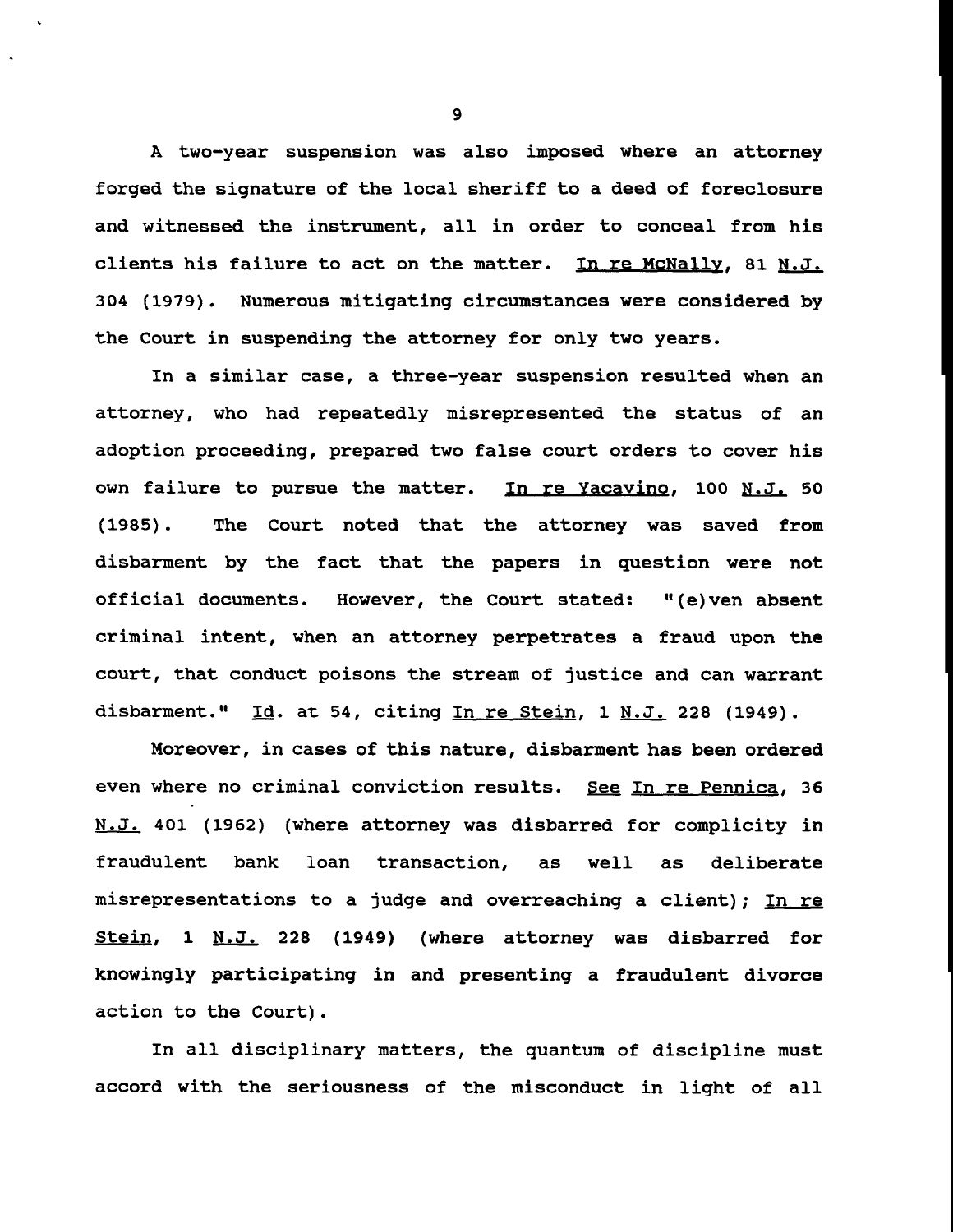A two-year suspension was also imposed where an attorney forged the signature of the local sheriff to a deed of foreclosure and witnessed the instrument, all in order to conceal from his clients his failure to act on the matter. In re McNally, 81 N.J. 304 (1979). Numerous mitigating circumstances were considered by the Court in suspending the attorney for only two years.

In a similar case, a three-year suspension resulted when an attorney, who had repeatedly misrepresented the status of an adoption proceeding, prepared two false court orders to cover his own failure to pursue the matter. In re Yacavino, 100 N.J. 50 (1985). The Court noted that the attorney was saved from disbarment by the fact that the papers in question were not official documents. However, the Court stated: "(e)ven absent criminal intent, when an attorney perpetrates a fraud upon the court, that conduct poisons the stream of justice and can warrant disbarment." Id. at 54, citing In re Stein, 1 N.J. 228 (1949).

Moreover, in cases of this nature, disbarment has been ordered even where no criminal conviction results. See In re Pennica, 36 N.J. 401 (1962) (where attorney was disbarred for complicity in fraudulent bank loan transaction, as well as deliberate misrepresentations to a judge and overreaching a client); In re Stein, 1 N.J. 228 (1949) (where attorney was disbarred for knowingly participating in and presenting a fraudulent divorce action to the Court).

In all disciplinary matters, the quantum of discipline must accord with the seriousness of the misconduct in light of all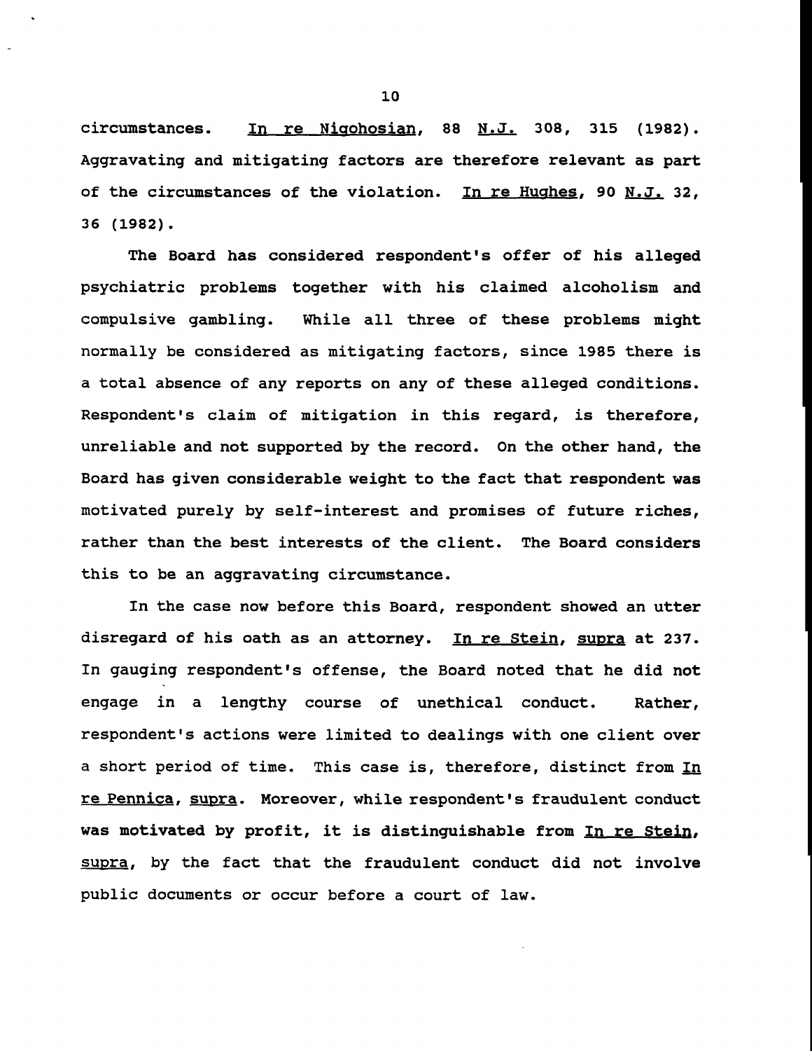circumstances. In re Nigohosian, 88 N.J. 308, 315 (1982). Aggravating and mitigating factors are therefore relevant as part of the circumstances of the violation. In re Hughes, 90 N.J. 32, 36 (1982).

The Board has considered respondent's offer of his alleged psychiatric problems together with his claimed alcoholism and compulsive gambling. While all three of these problems might normally be considered as mitigating factors, since 1985 there is a total absence of any reports on any of these alleged conditions. Respondent's claim of mitigation in this regard, is therefore, unreliable and not supported by the record. On the other hand, the Board has given considerable weight to the fact that respondent was motivated purely by self-interest and promises of future riches, rather than the best interests of the client. The Board considers this to be an aggravating circumstance.

In the case now before this Board, respondent showed an utter disregard of his oath as an attorney. In re Stein, supra at 237. In gauging respondent's offense, the Board noted that he did not engage in a lengthy course of unethical conduct. Rather, respondent's actions were limited to dealings with one client over a short period of time. This case is, therefore, distinct from In re Pennica, supra. Moreover, while respondent's fraudulent conduct was motivated by profit, it is distinguishable from In re Stein, supra, by the fact that the fraudulent conduct did not involve public documents or occur before a court of law.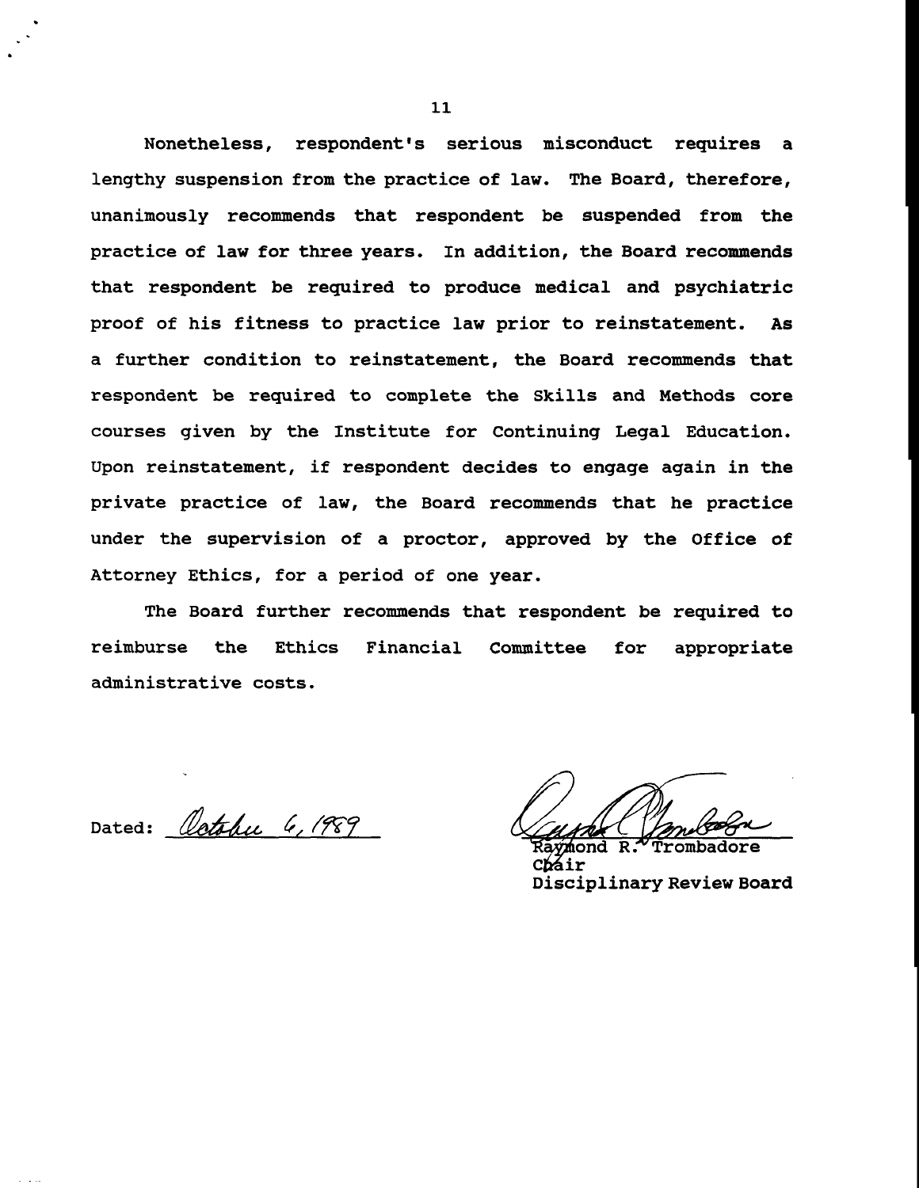Nonetheless, respondent's serious misconduct requires a lengthy suspension from the practice of law. The Board, therefore, unanimously recommends that respondent be suspended from the practice of law for three years. In addition, the Board recommends that respondent be required to produce medical and psychiatric proof of his fitness to practice law prior to reinstatement. As a further condition to reinstatement, the Board recommends that respondent be required to complete the Skills and Methods core courses given by the Institute for Continuing Legal Education. Upon reinstatement, if respondent decides to engage again in the private practice of law, the Board recommends that he practice under the supervision of a proctor, approved by the Office of Attorney Ethics, for a period of one year.

The Board further recommends that respondent be required to reimburse the Ethics Financial Committee for appropriate administrative costs.

Dated: October 6, 1989

Raymond R. Trombadore
Chair
Disciplinary Review Board